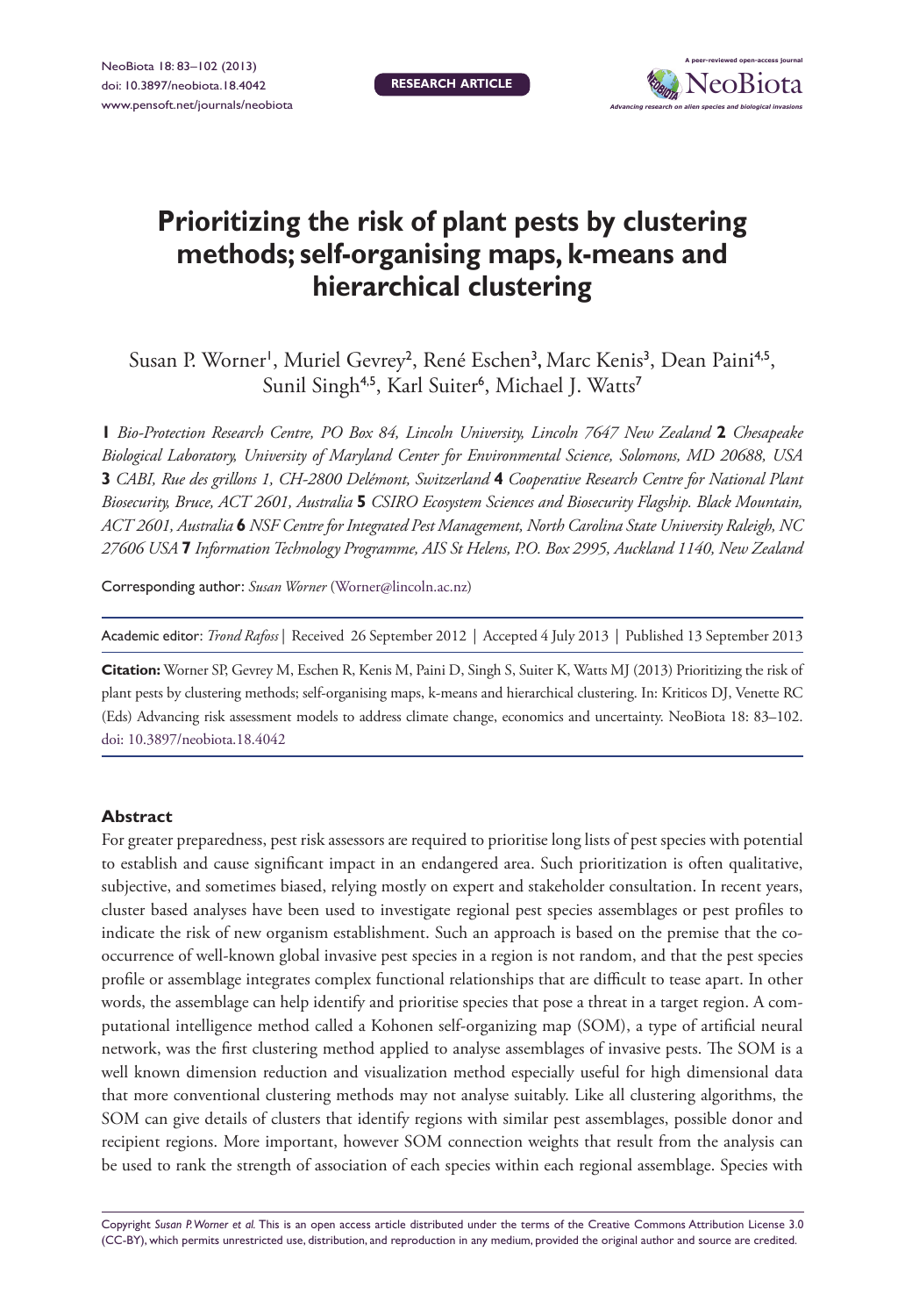# Prioritizing the risk of plant pests by clustering methods; self-organising maps, k-means and hierarchical clustering

Susan P. Worner[1], Muriel Gevrey[2], René Eschen[3], Marc Kenis[3], Dean Paini[4,5], Sunil Singh[4,5], Karl Suiter[6], Michael J. Watts[7]

**1** *Bio-Protection Research Centre, PO Box 84, Lincoln University, Lincoln 7647 New Zealand* **2** *Chesapeake Biological Laboratory, University of Maryland Center for Environmental Science, Solomons, MD 20688, USA* **3** *CABI, Rue des grillons 1, CH-2800 Delémont, Switzerland* **4** *Cooperative Research Centre for National Plant Biosecurity, Bruce, ACT 2601, Australia* **5** *CSIRO Ecosystem Sciences and Biosecurity Flagship. Black Mountain, ACT 2601, Australia* **6** *NSF Centre for Integrated Pest Management, North Carolina State University Raleigh, NC 27606 USA* **7** *Information Technology Programme, AIS St Helens, P.O. Box 2995, Auckland 1140, New Zealand*

Corresponding author: *Susan Worner* (Worner@lincoln.ac.nz)

Academic editor: *Trond Rafoss* | Received 26 September 2012 | Accepted 4 July 2013 | Published 13 September 2013

**Citation:** Worner SP, Gevrey M, Eschen R, Kenis M, Paini D, Singh S, Suiter K, Watts MJ (2013) Prioritizing the risk of plant pests by clustering methods; self-organising maps, k-means and hierarchical clustering. In: Kriticos DJ, Venette RC (Eds) Advancing risk assessment models to address climate change, economics and uncertainty. NeoBiota 18: 83–102. doi: 10.3897/neobiota.18.4042

## Abstract

For greater preparedness, pest risk assessors are required to prioritise long lists of pest species with potential to establish and cause significant impact in an endangered area. Such prioritization is often qualitative, subjective, and sometimes biased, relying mostly on expert and stakeholder consultation. In recent years, cluster based analyses have been used to investigate regional pest species assemblages or pest profiles to indicate the risk of new organism establishment. Such an approach is based on the premise that the co-occurrence of well-known global invasive pest species in a region is not random, and that the pest species profile or assemblage integrates complex functional relationships that are difficult to tease apart. In other words, the assemblage can help identify and prioritise species that pose a threat in a target region. A computational intelligence method called a Kohonen self-organizing map (SOM), a type of artificial neural network, was the first clustering method applied to analyse assemblages of invasive pests. The SOM is a well known dimension reduction and visualization method especially useful for high dimensional data that more conventional clustering methods may not analyse suitably. Like all clustering algorithms, the SOM can give details of clusters that identify regions with similar pest assemblages, possible donor and recipient regions. More important, however SOM connection weights that result from the analysis can be used to rank the strength of association of each species within each regional assemblage. Species with

Copyright *Susan P. Worner et al.* This is an open access article distributed under the terms of the Creative Commons Attribution License 3.0 (CC-BY), which permits unrestricted use, distribution, and reproduction in any medium, provided the original author and source are credited.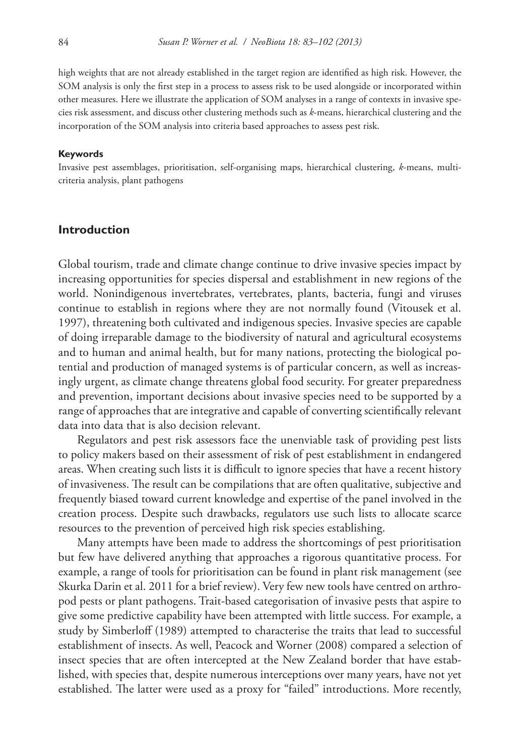high weights that are not already established in the target region are identified as high risk. However, the SOM analysis is only the first step in a process to assess risk to be used alongside or incorporated within other measures. Here we illustrate the application of SOM analyses in a range of contexts in invasive species risk assessment, and discuss other clustering methods such as *k*-means, hierarchical clustering and the incorporation of the SOM analysis into criteria based approaches to assess pest risk.

#### Keywords

Invasive pest assemblages, prioritisation, self-organising maps, hierarchical clustering, *k*-means, multi-criteria analysis, plant pathogens

## Introduction

Global tourism, trade and climate change continue to drive invasive species impact by increasing opportunities for species dispersal and establishment in new regions of the world. Nonindigenous invertebrates, vertebrates, plants, bacteria, fungi and viruses continue to establish in regions where they are not normally found (Vitousek et al. 1997), threatening both cultivated and indigenous species. Invasive species are capable of doing irreparable damage to the biodiversity of natural and agricultural ecosystems and to human and animal health, but for many nations, protecting the biological potential and production of managed systems is of particular concern, as well as increasingly urgent, as climate change threatens global food security. For greater preparedness and prevention, important decisions about invasive species need to be supported by a range of approaches that are integrative and capable of converting scientifically relevant data into data that is also decision relevant.

Regulators and pest risk assessors face the unenviable task of providing pest lists to policy makers based on their assessment of risk of pest establishment in endangered areas. When creating such lists it is difficult to ignore species that have a recent history of invasiveness. The result can be compilations that are often qualitative, subjective and frequently biased toward current knowledge and expertise of the panel involved in the creation process. Despite such drawbacks, regulators use such lists to allocate scarce resources to the prevention of perceived high risk species establishing.

Many attempts have been made to address the shortcomings of pest prioritisation but few have delivered anything that approaches a rigorous quantitative process. For example, a range of tools for prioritisation can be found in plant risk management (see Skurka Darin et al. 2011 for a brief review). Very few new tools have centred on arthropod pests or plant pathogens. Trait-based categorisation of invasive pests that aspire to give some predictive capability have been attempted with little success. For example, a study by Simberloff (1989) attempted to characterise the traits that lead to successful establishment of insects. As well, Peacock and Worner (2008) compared a selection of insect species that are often intercepted at the New Zealand border that have established, with species that, despite numerous interceptions over many years, have not yet established. The latter were used as a proxy for "failed" introductions. More recently,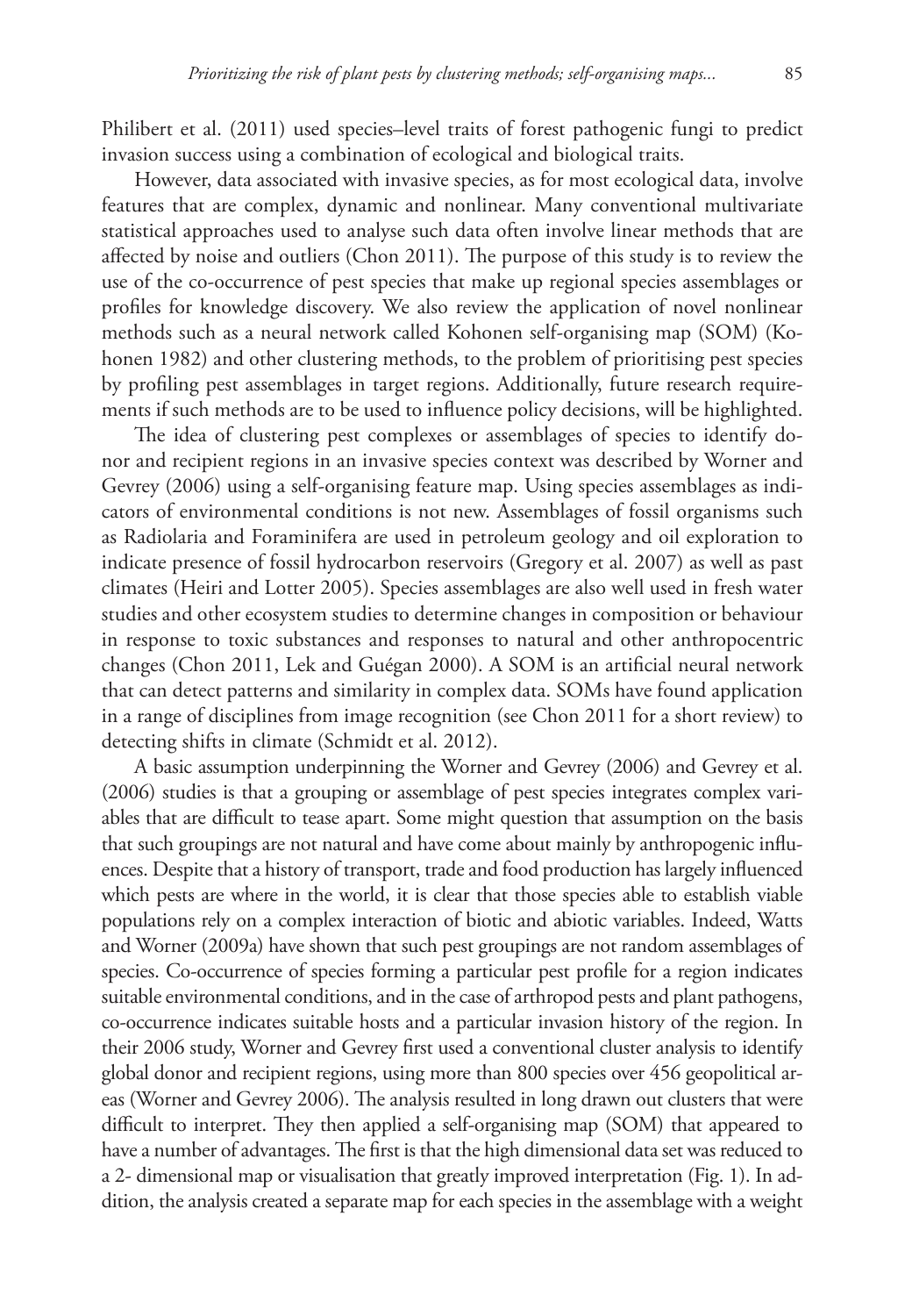Philibert et al. (2011) used species–level traits of forest pathogenic fungi to predict invasion success using a combination of ecological and biological traits.

However, data associated with invasive species, as for most ecological data, involve features that are complex, dynamic and nonlinear. Many conventional multivariate statistical approaches used to analyse such data often involve linear methods that are affected by noise and outliers (Chon 2011). The purpose of this study is to review the use of the co-occurrence of pest species that make up regional species assemblages or profiles for knowledge discovery. We also review the application of novel nonlinear methods such as a neural network called Kohonen self-organising map (SOM) (Kohonen 1982) and other clustering methods, to the problem of prioritising pest species by profiling pest assemblages in target regions. Additionally, future research requirements if such methods are to be used to influence policy decisions, will be highlighted.

The idea of clustering pest complexes or assemblages of species to identify donor and recipient regions in an invasive species context was described by Worner and Gevrey (2006) using a self-organising feature map. Using species assemblages as indicators of environmental conditions is not new. Assemblages of fossil organisms such as Radiolaria and Foraminifera are used in petroleum geology and oil exploration to indicate presence of fossil hydrocarbon reservoirs (Gregory et al. 2007) as well as past climates (Heiri and Lotter 2005). Species assemblages are also well used in fresh water studies and other ecosystem studies to determine changes in composition or behaviour in response to toxic substances and responses to natural and other anthropocentric changes (Chon 2011, Lek and Guégan 2000). A SOM is an artificial neural network that can detect patterns and similarity in complex data. SOMs have found application in a range of disciplines from image recognition (see Chon 2011 for a short review) to detecting shifts in climate (Schmidt et al. 2012).

A basic assumption underpinning the Worner and Gevrey (2006) and Gevrey et al. (2006) studies is that a grouping or assemblage of pest species integrates complex variables that are difficult to tease apart. Some might question that assumption on the basis that such groupings are not natural and have come about mainly by anthropogenic influences. Despite that a history of transport, trade and food production has largely influenced which pests are where in the world, it is clear that those species able to establish viable populations rely on a complex interaction of biotic and abiotic variables. Indeed, Watts and Worner (2009a) have shown that such pest groupings are not random assemblages of species. Co-occurrence of species forming a particular pest profile for a region indicates suitable environmental conditions, and in the case of arthropod pests and plant pathogens, co-occurrence indicates suitable hosts and a particular invasion history of the region. In their 2006 study, Worner and Gevrey first used a conventional cluster analysis to identify global donor and recipient regions, using more than 800 species over 456 geopolitical areas (Worner and Gevrey 2006). The analysis resulted in long drawn out clusters that were difficult to interpret. They then applied a self-organising map (SOM) that appeared to have a number of advantages. The first is that the high dimensional data set was reduced to a 2- dimensional map or visualisation that greatly improved interpretation (Fig. 1). In addition, the analysis created a separate map for each species in the assemblage with a weight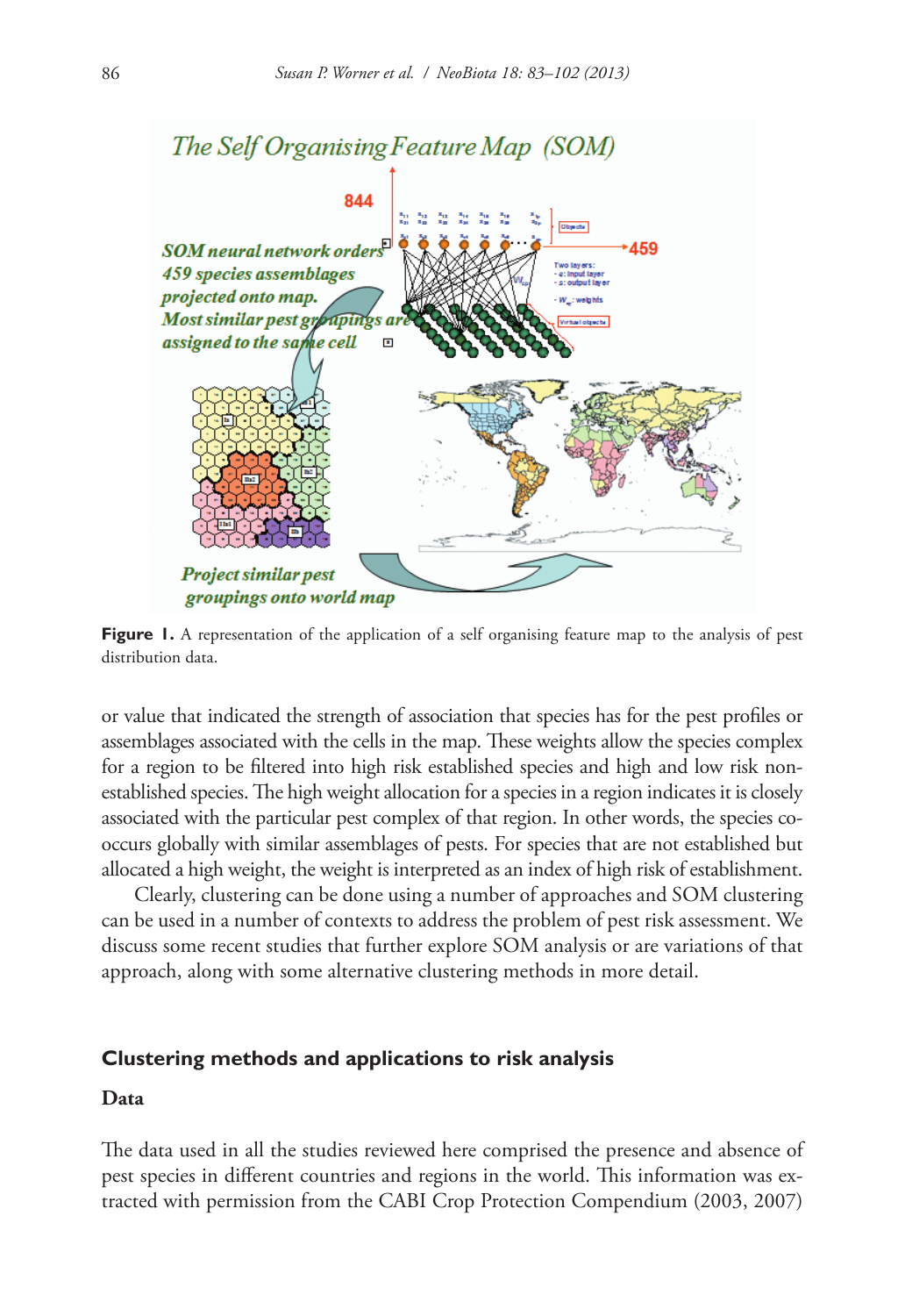**Figure 1.** A representation of the application of a self organising feature map to the analysis of pest distribution data.

or value that indicated the strength of association that species has for the pest profiles or assemblages associated with the cells in the map. These weights allow the species complex for a region to be filtered into high risk established species and high and low risk non-established species. The high weight allocation for a species in a region indicates it is closely associated with the particular pest complex of that region. In other words, the species co-occurs globally with similar assemblages of pests. For species that are not established but allocated a high weight, the weight is interpreted as an index of high risk of establishment.

Clearly, clustering can be done using a number of approaches and SOM clustering can be used in a number of contexts to address the problem of pest risk assessment. We discuss some recent studies that further explore SOM analysis or are variations of that approach, along with some alternative clustering methods in more detail.

## Clustering methods and applications to risk analysis

### Data

The data used in all the studies reviewed here comprised the presence and absence of pest species in different countries and regions in the world. This information was extracted with permission from the CABI Crop Protection Compendium (2003, 2007)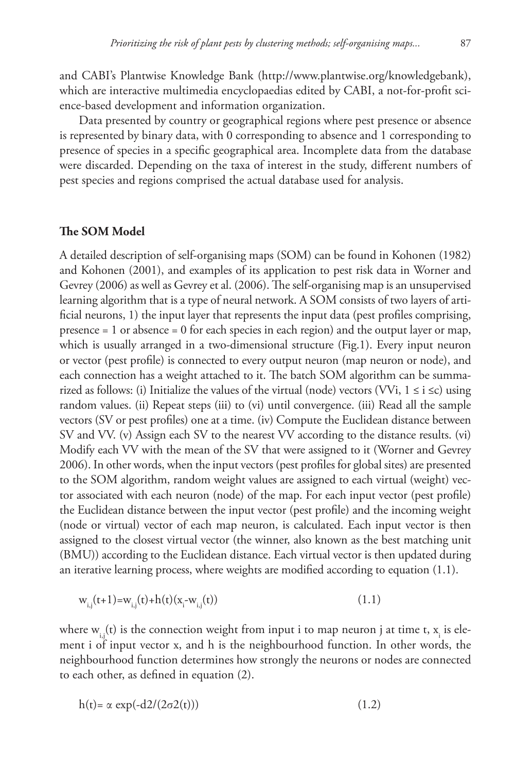and CABI's Plantwise Knowledge Bank (http://www.plantwise.org/knowledgebank), which are interactive multimedia encyclopaedias edited by CABI, a not-for-profit science-based development and information organization.

Data presented by country or geographical regions where pest presence or absence is represented by binary data, with 0 corresponding to absence and 1 corresponding to presence of species in a specific geographical area. Incomplete data from the database were discarded. Depending on the taxa of interest in the study, different numbers of pest species and regions comprised the actual database used for analysis.

## The SOM Model

A detailed description of self-organising maps (SOM) can be found in Kohonen (1982) and Kohonen (2001), and examples of its application to pest risk data in Worner and Gevrey (2006) as well as Gevrey et al. (2006). The self-organising map is an unsupervised learning algorithm that is a type of neural network. A SOM consists of two layers of artificial neurons, 1) the input layer that represents the input data (pest profiles comprising, presence = 1 or absence = 0 for each species in each region) and the output layer or map, which is usually arranged in a two-dimensional structure (Fig.1). Every input neuron or vector (pest profile) is connected to every output neuron (map neuron or node), and each connection has a weight attached to it. The batch SOM algorithm can be summarized as follows: (i) Initialize the values of the virtual (node) vectors (VVi, $1 \le i \le c$) using random values. (ii) Repeat steps (iii) to (vi) until convergence. (iii) Read all the sample vectors (SV or pest profiles) one at a time. (iv) Compute the Euclidean distance between SV and VV. (v) Assign each SV to the nearest VV according to the distance results. (vi) Modify each VV with the mean of the SV that were assigned to it (Worner and Gevrey 2006). In other words, when the input vectors (pest profiles for global sites) are presented to the SOM algorithm, random weight values are assigned to each virtual (weight) vector associated with each neuron (node) of the map. For each input vector (pest profile) the Euclidean distance between the input vector (pest profile) and the incoming weight (node or virtual) vector of each map neuron, is calculated. Each input vector is then assigned to the closest virtual vector (the winner, also known as the best matching unit (BMU)) according to the Euclidean distance. Each virtual vector is then updated during an iterative learning process, where weights are modified according to equation (1.1).

$$w_{i,j}(t+1)=w_{i,j}(t)+h(t)(x_i-w_{i,j}(t)) \qquad (1.1)$$

where $w_{i,j}(t)$ is the connection weight from input i to map neuron j at time t, $x_i$ is element i of input vector x, and h is the neighbourhood function. In other words, the neighbourhood function determines how strongly the neurons or nodes are connected to each other, as defined in equation (2).

$$h(t)= \alpha \exp(-d2/(2\sigma 2(t))) \qquad (1.2)$$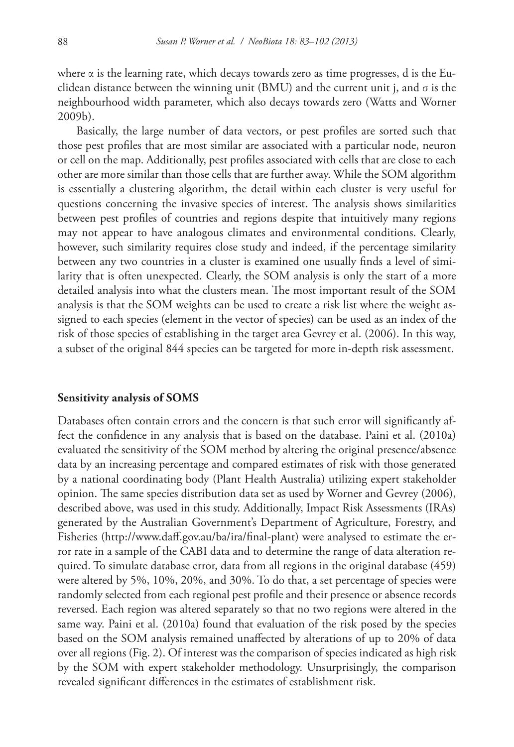where $\alpha$ is the learning rate, which decays towards zero as time progresses, d is the Euclidean distance between the winning unit (BMU) and the current unit j, and $\sigma$ is the neighbourhood width parameter, which also decays towards zero (Watts and Worner 2009b).

Basically, the large number of data vectors, or pest profiles are sorted such that those pest profiles that are most similar are associated with a particular node, neuron or cell on the map. Additionally, pest profiles associated with cells that are close to each other are more similar than those cells that are further away. While the SOM algorithm is essentially a clustering algorithm, the detail within each cluster is very useful for questions concerning the invasive species of interest. The analysis shows similarities between pest profiles of countries and regions despite that intuitively many regions may not appear to have analogous climates and environmental conditions. Clearly, however, such similarity requires close study and indeed, if the percentage similarity between any two countries in a cluster is examined one usually finds a level of similarity that is often unexpected. Clearly, the SOM analysis is only the start of a more detailed analysis into what the clusters mean. The most important result of the SOM analysis is that the SOM weights can be used to create a risk list where the weight assigned to each species (element in the vector of species) can be used as an index of the risk of those species of establishing in the target area Gevrey et al. (2006). In this way, a subset of the original 844 species can be targeted for more in-depth risk assessment.

### Sensitivity analysis of SOMS

Databases often contain errors and the concern is that such error will significantly affect the confidence in any analysis that is based on the database. Paini et al. (2010a) evaluated the sensitivity of the SOM method by altering the original presence/absence data by an increasing percentage and compared estimates of risk with those generated by a national coordinating body (Plant Health Australia) utilizing expert stakeholder opinion. The same species distribution data set as used by Worner and Gevrey (2006), described above, was used in this study. Additionally, Impact Risk Assessments (IRAs) generated by the Australian Government's Department of Agriculture, Forestry, and Fisheries (http://www.daff.gov.au/ba/ira/final-plant) were analysed to estimate the error rate in a sample of the CABI data and to determine the range of data alteration required. To simulate database error, data from all regions in the original database (459) were altered by 5%, 10%, 20%, and 30%. To do that, a set percentage of species were randomly selected from each regional pest profile and their presence or absence records reversed. Each region was altered separately so that no two regions were altered in the same way. Paini et al. (2010a) found that evaluation of the risk posed by the species based on the SOM analysis remained unaffected by alterations of up to 20% of data over all regions (Fig. 2). Of interest was the comparison of species indicated as high risk by the SOM with expert stakeholder methodology. Unsurprisingly, the comparison revealed significant differences in the estimates of establishment risk.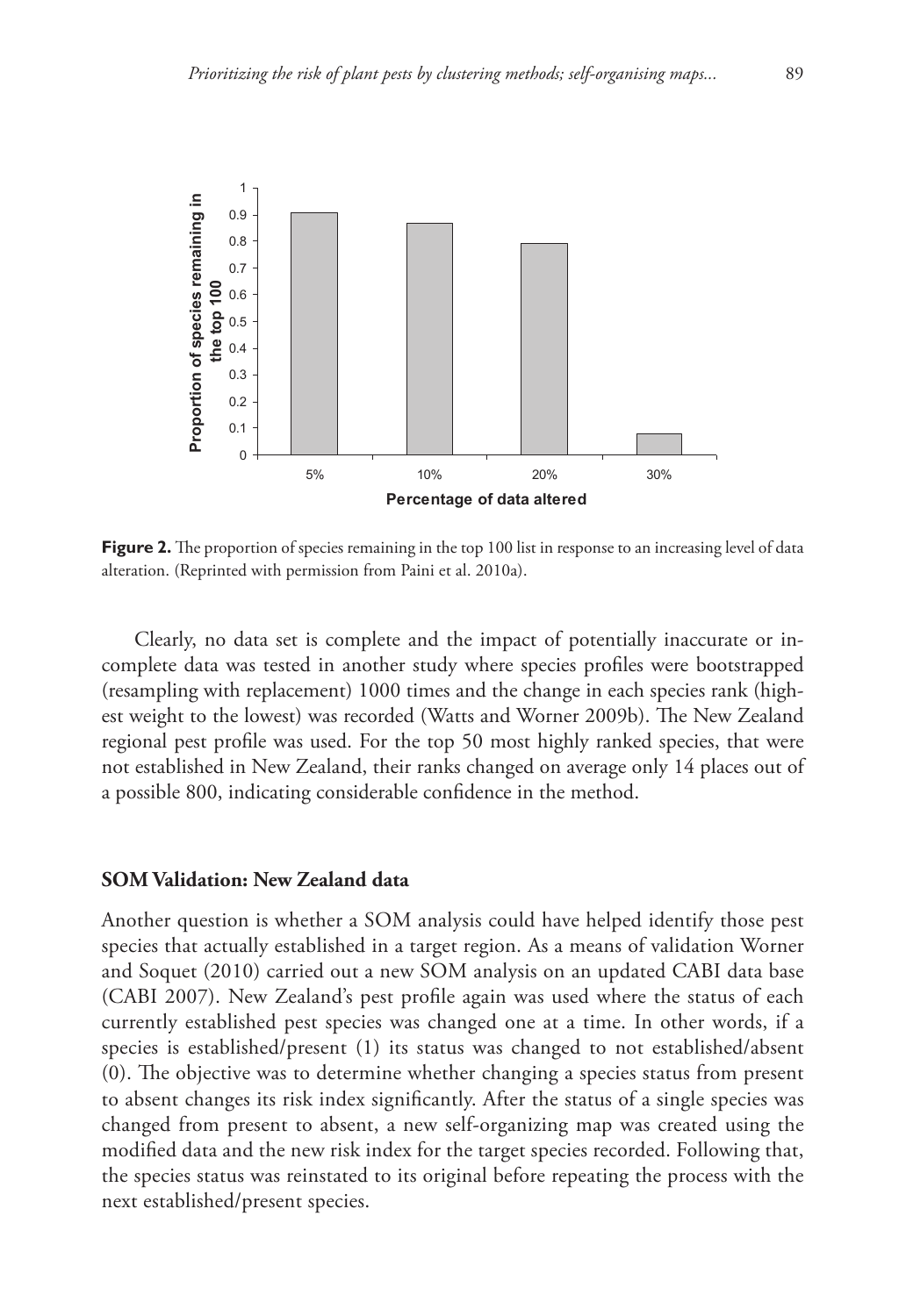**Figure 2.** The proportion of species remaining in the top 100 list in response to an increasing level of data alteration. (Reprinted with permission from Paini et al. 2010a).

Clearly, no data set is complete and the impact of potentially inaccurate or incomplete data was tested in another study where species profiles were bootstrapped (resampling with replacement) 1000 times and the change in each species rank (highest weight to the lowest) was recorded (Watts and Worner 2009b). The New Zealand regional pest profile was used. For the top 50 most highly ranked species, that were not established in New Zealand, their ranks changed on average only 14 places out of a possible 800, indicating considerable confidence in the method.

## SOM Validation: New Zealand data

Another question is whether a SOM analysis could have helped identify those pest species that actually established in a target region. As a means of validation Worner and Soquet (2010) carried out a new SOM analysis on an updated CABI data base (CABI 2007). New Zealand's pest profile again was used where the status of each currently established pest species was changed one at a time. In other words, if a species is established/present (1) its status was changed to not established/absent (0). The objective was to determine whether changing a species status from present to absent changes its risk index significantly. After the status of a single species was changed from present to absent, a new self-organizing map was created using the modified data and the new risk index for the target species recorded. Following that, the species status was reinstated to its original before repeating the process with the next established/present species.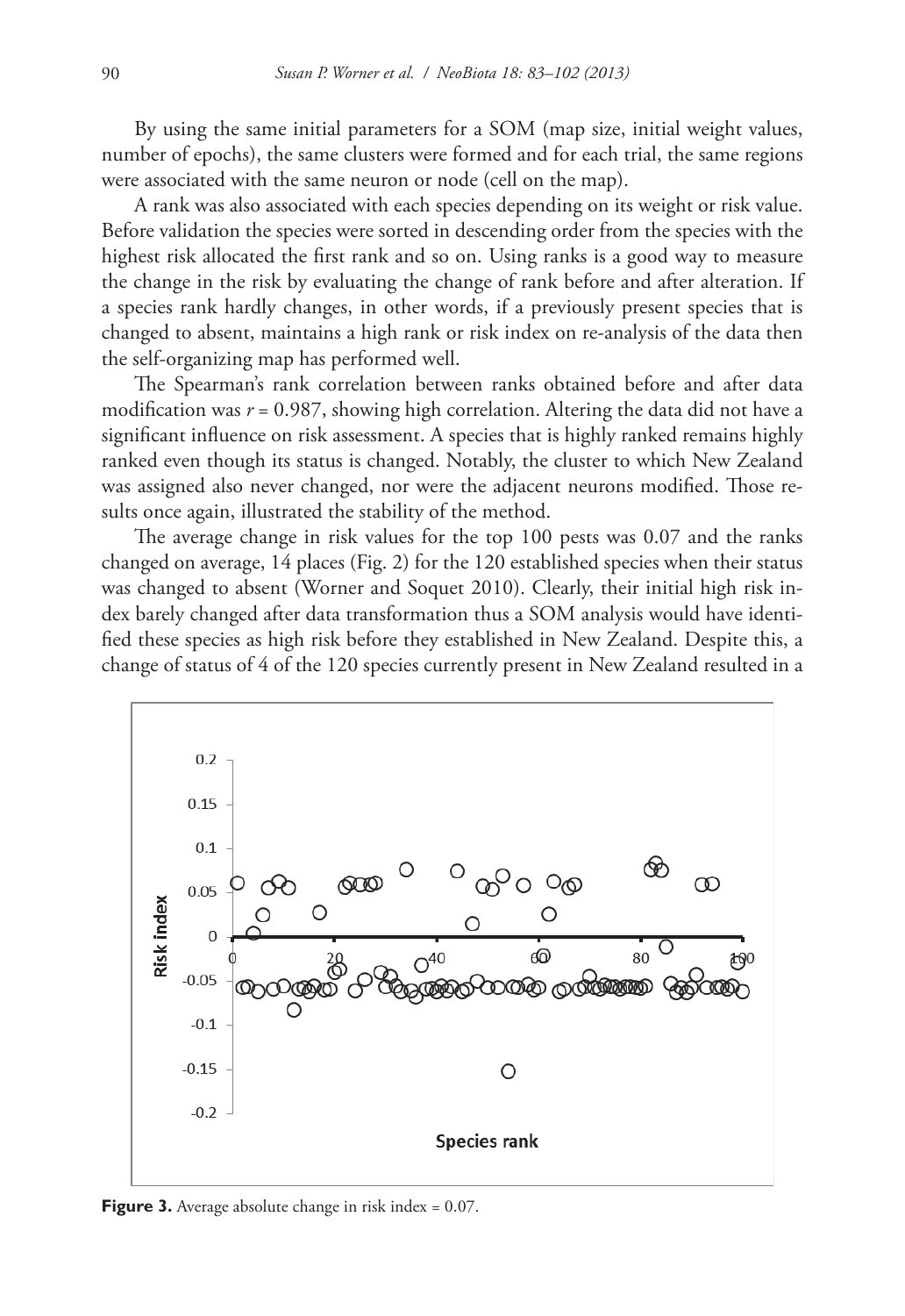By using the same initial parameters for a SOM (map size, initial weight values, number of epochs), the same clusters were formed and for each trial, the same regions were associated with the same neuron or node (cell on the map).

A rank was also associated with each species depending on its weight or risk value. Before validation the species were sorted in descending order from the species with the highest risk allocated the first rank and so on. Using ranks is a good way to measure the change in the risk by evaluating the change of rank before and after alteration. If a species rank hardly changes, in other words, if a previously present species that is changed to absent, maintains a high rank or risk index on re-analysis of the data then the self-organizing map has performed well.

The Spearman's rank correlation between ranks obtained before and after data modification was $r = 0.987$, showing high correlation. Altering the data did not have a significant influence on risk assessment. A species that is highly ranked remains highly ranked even though its status is changed. Notably, the cluster to which New Zealand was assigned also never changed, nor were the adjacent neurons modified. Those results once again, illustrated the stability of the method.

The average change in risk values for the top 100 pests was 0.07 and the ranks changed on average, 14 places (Fig. 2) for the 120 established species when their status was changed to absent (Worner and Soquet 2010). Clearly, their initial high risk index barely changed after data transformation thus a SOM analysis would have identified these species as high risk before they established in New Zealand. Despite this, a change of status of 4 of the 120 species currently present in New Zealand resulted in a

**Figure 3.** Average absolute change in risk index = 0.07.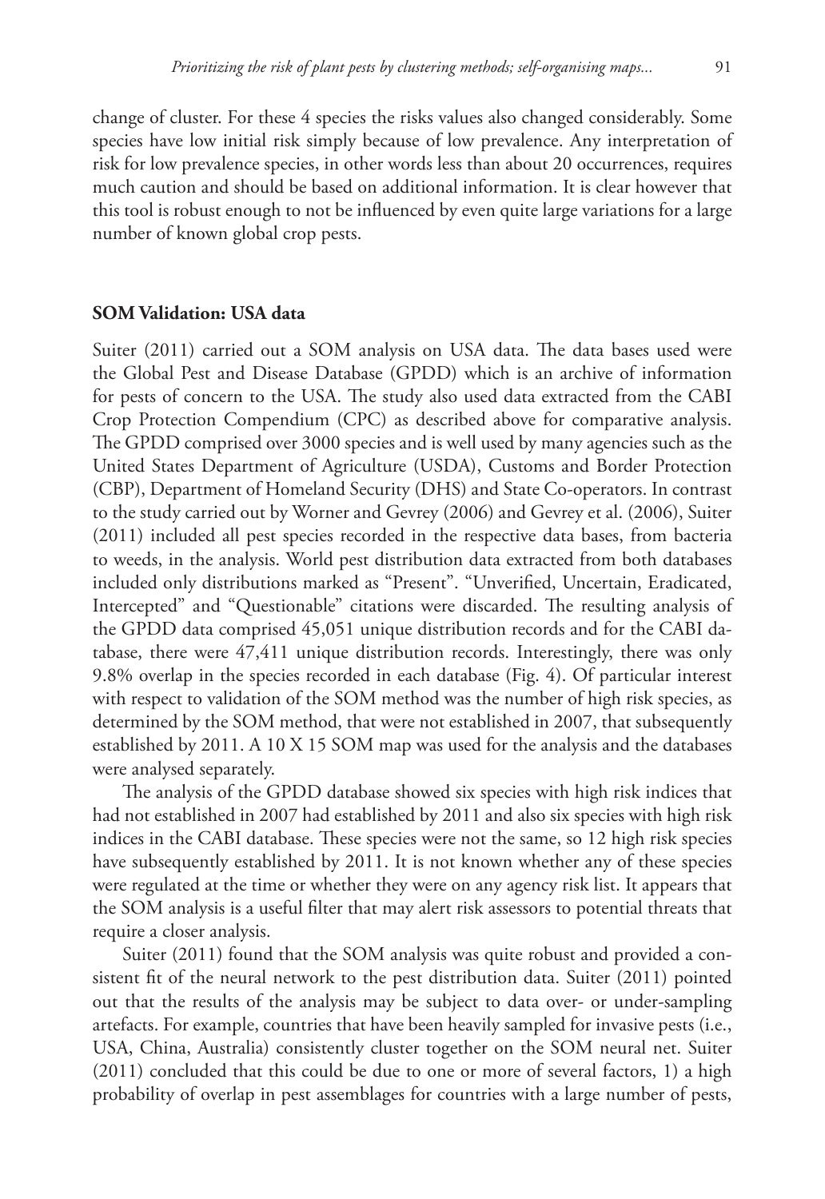change of cluster. For these 4 species the risks values also changed considerably. Some species have low initial risk simply because of low prevalence. Any interpretation of risk for low prevalence species, in other words less than about 20 occurrences, requires much caution and should be based on additional information. It is clear however that this tool is robust enough to not be influenced by even quite large variations for a large number of known global crop pests.

## SOM Validation: USA data

Suiter (2011) carried out a SOM analysis on USA data. The data bases used were the Global Pest and Disease Database (GPDD) which is an archive of information for pests of concern to the USA. The study also used data extracted from the CABI Crop Protection Compendium (CPC) as described above for comparative analysis. The GPDD comprised over 3000 species and is well used by many agencies such as the United States Department of Agriculture (USDA), Customs and Border Protection (CBP), Department of Homeland Security (DHS) and State Co-operators. In contrast to the study carried out by Worner and Gevrey (2006) and Gevrey et al. (2006), Suiter (2011) included all pest species recorded in the respective data bases, from bacteria to weeds, in the analysis. World pest distribution data extracted from both databases included only distributions marked as "Present". "Unverified, Uncertain, Eradicated, Intercepted" and "Questionable" citations were discarded. The resulting analysis of the GPDD data comprised 45,051 unique distribution records and for the CABI database, there were 47,411 unique distribution records. Interestingly, there was only 9.8% overlap in the species recorded in each database (Fig. 4). Of particular interest with respect to validation of the SOM method was the number of high risk species, as determined by the SOM method, that were not established in 2007, that subsequently established by 2011. A 10 X 15 SOM map was used for the analysis and the databases were analysed separately.

The analysis of the GPDD database showed six species with high risk indices that had not established in 2007 had established by 2011 and also six species with high risk indices in the CABI database. These species were not the same, so 12 high risk species have subsequently established by 2011. It is not known whether any of these species were regulated at the time or whether they were on any agency risk list. It appears that the SOM analysis is a useful filter that may alert risk assessors to potential threats that require a closer analysis.

Suiter (2011) found that the SOM analysis was quite robust and provided a consistent fit of the neural network to the pest distribution data. Suiter (2011) pointed out that the results of the analysis may be subject to data over- or under-sampling artefacts. For example, countries that have been heavily sampled for invasive pests (i.e., USA, China, Australia) consistently cluster together on the SOM neural net. Suiter (2011) concluded that this could be due to one or more of several factors, 1) a high probability of overlap in pest assemblages for countries with a large number of pests,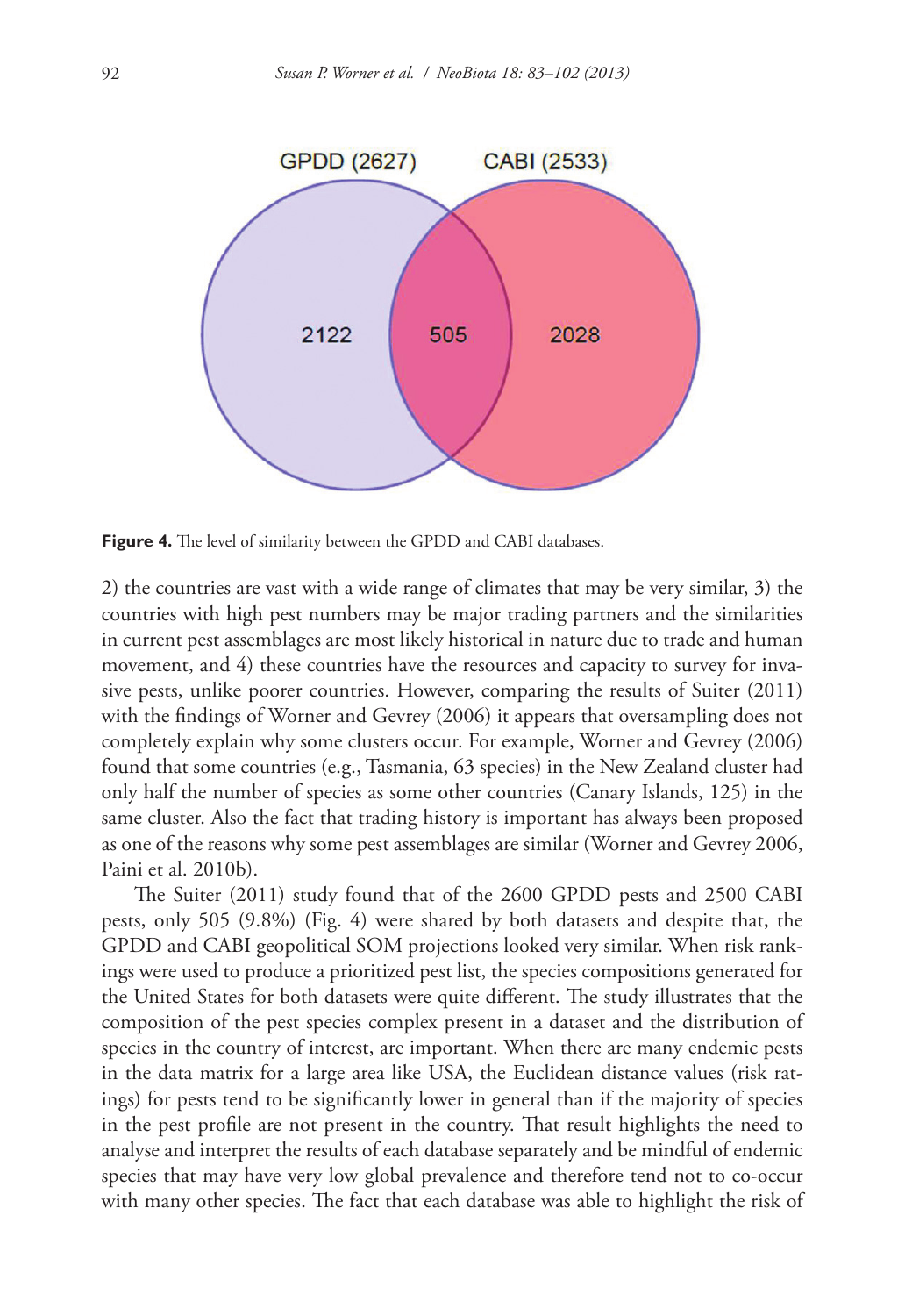**Figure 4.** The level of similarity between the GPDD and CABI databases.

2) the countries are vast with a wide range of climates that may be very similar, 3) the countries with high pest numbers may be major trading partners and the similarities in current pest assemblages are most likely historical in nature due to trade and human movement, and 4) these countries have the resources and capacity to survey for invasive pests, unlike poorer countries. However, comparing the results of Suiter (2011) with the findings of Worner and Gevrey (2006) it appears that oversampling does not completely explain why some clusters occur. For example, Worner and Gevrey (2006) found that some countries (e.g., Tasmania, 63 species) in the New Zealand cluster had only half the number of species as some other countries (Canary Islands, 125) in the same cluster. Also the fact that trading history is important has always been proposed as one of the reasons why some pest assemblages are similar (Worner and Gevrey 2006, Paini et al. 2010b).

The Suiter (2011) study found that of the 2600 GPDD pests and 2500 CABI pests, only 505 (9.8%) (Fig. 4) were shared by both datasets and despite that, the GPDD and CABI geopolitical SOM projections looked very similar. When risk rankings were used to produce a prioritized pest list, the species compositions generated for the United States for both datasets were quite different. The study illustrates that the composition of the pest species complex present in a dataset and the distribution of species in the country of interest, are important. When there are many endemic pests in the data matrix for a large area like USA, the Euclidean distance values (risk ratings) for pests tend to be significantly lower in general than if the majority of species in the pest profile are not present in the country. That result highlights the need to analyse and interpret the results of each database separately and be mindful of endemic species that may have very low global prevalence and therefore tend not to co-occur with many other species. The fact that each database was able to highlight the risk of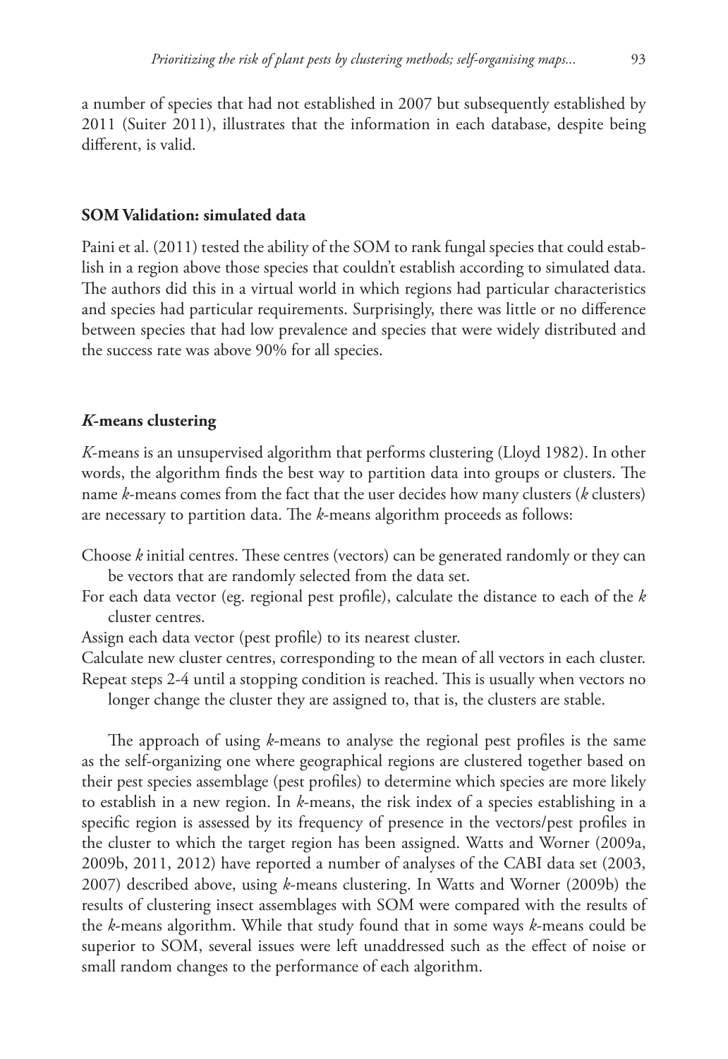a number of species that had not established in 2007 but subsequently established by 2011 (Suiter 2011), illustrates that the information in each database, despite being different, is valid.

### SOM Validation: simulated data

Paini et al. (2011) tested the ability of the SOM to rank fungal species that could establish in a region above those species that couldn't establish according to simulated data. The authors did this in a virtual world in which regions had particular characteristics and species had particular requirements. Surprisingly, there was little or no difference between species that had low prevalence and species that were widely distributed and the success rate was above 90% for all species.

### *K*-means clustering

*K*-means is an unsupervised algorithm that performs clustering (Lloyd 1982). In other words, the algorithm finds the best way to partition data into groups or clusters. The name *k*-means comes from the fact that the user decides how many clusters (*k* clusters) are necessary to partition data. The *k*-means algorithm proceeds as follows:

Choose *k* initial centres. These centres (vectors) can be generated randomly or they can be vectors that are randomly selected from the data set.

For each data vector (eg. regional pest profile), calculate the distance to each of the *k* cluster centres.

Assign each data vector (pest profile) to its nearest cluster.

Calculate new cluster centres, corresponding to the mean of all vectors in each cluster.

Repeat steps 2-4 until a stopping condition is reached. This is usually when vectors no longer change the cluster they are assigned to, that is, the clusters are stable.

The approach of using *k*-means to analyse the regional pest profiles is the same as the self-organizing one where geographical regions are clustered together based on their pest species assemblage (pest profiles) to determine which species are more likely to establish in a new region. In *k*-means, the risk index of a species establishing in a specific region is assessed by its frequency of presence in the vectors/pest profiles in the cluster to which the target region has been assigned. Watts and Worner (2009a, 2009b, 2011, 2012) have reported a number of analyses of the CABI data set (2003, 2007) described above, using *k*-means clustering. In Watts and Worner (2009b) the results of clustering insect assemblages with SOM were compared with the results of the *k*-means algorithm. While that study found that in some ways *k*-means could be superior to SOM, several issues were left unaddressed such as the effect of noise or small random changes to the performance of each algorithm.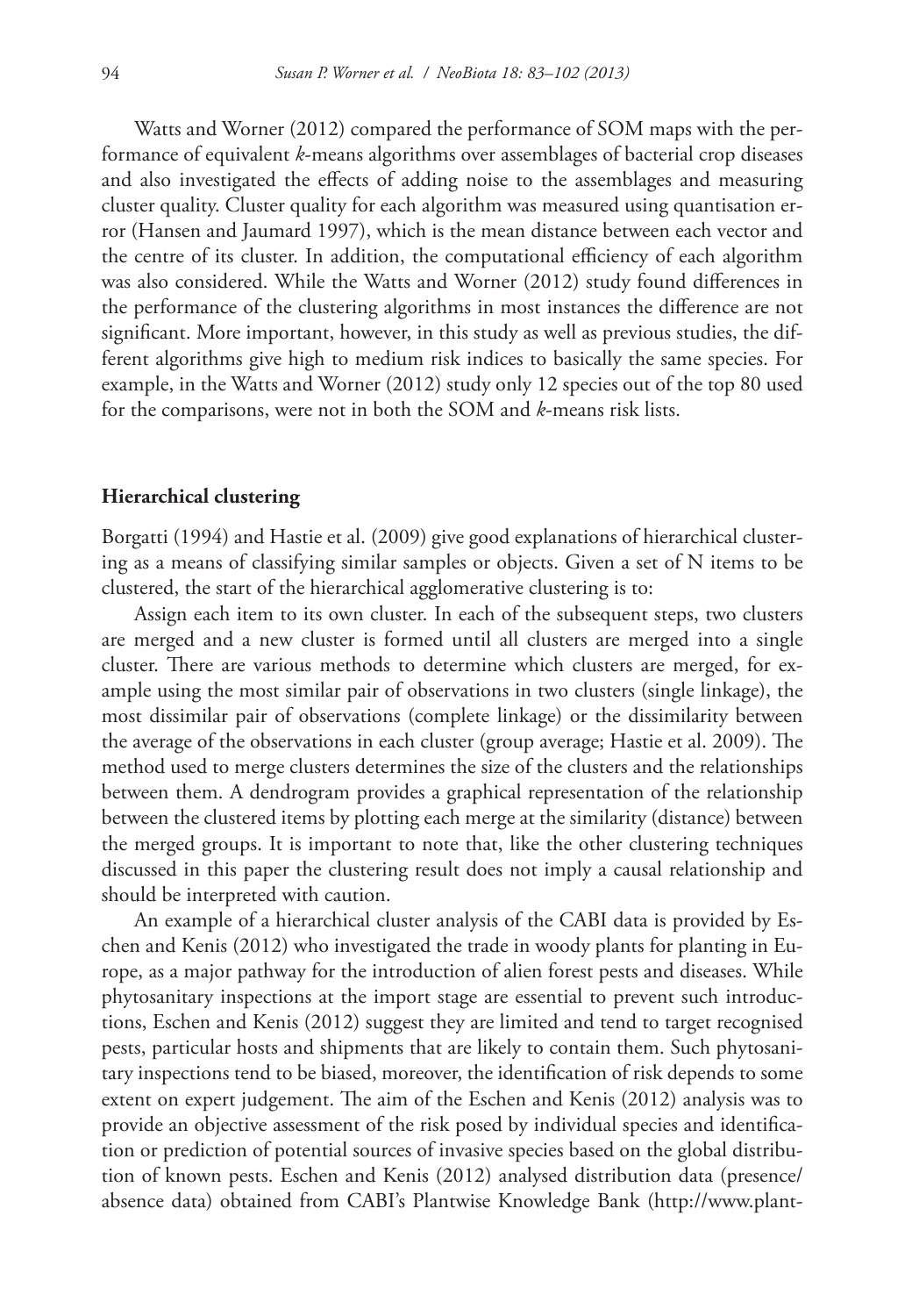Watts and Worner (2012) compared the performance of SOM maps with the performance of equivalent *k*-means algorithms over assemblages of bacterial crop diseases and also investigated the effects of adding noise to the assemblages and measuring cluster quality. Cluster quality for each algorithm was measured using quantisation error (Hansen and Jaumard 1997), which is the mean distance between each vector and the centre of its cluster. In addition, the computational efficiency of each algorithm was also considered. While the Watts and Worner (2012) study found differences in the performance of the clustering algorithms in most instances the difference are not significant. More important, however, in this study as well as previous studies, the different algorithms give high to medium risk indices to basically the same species. For example, in the Watts and Worner (2012) study only 12 species out of the top 80 used for the comparisons, were not in both the SOM and *k*-means risk lists.

### Hierarchical clustering

Borgatti (1994) and Hastie et al. (2009) give good explanations of hierarchical clustering as a means of classifying similar samples or objects. Given a set of N items to be clustered, the start of the hierarchical agglomerative clustering is to:

Assign each item to its own cluster. In each of the subsequent steps, two clusters are merged and a new cluster is formed until all clusters are merged into a single cluster. There are various methods to determine which clusters are merged, for example using the most similar pair of observations in two clusters (single linkage), the most dissimilar pair of observations (complete linkage) or the dissimilarity between the average of the observations in each cluster (group average; Hastie et al. 2009). The method used to merge clusters determines the size of the clusters and the relationships between them. A dendrogram provides a graphical representation of the relationship between the clustered items by plotting each merge at the similarity (distance) between the merged groups. It is important to note that, like the other clustering techniques discussed in this paper the clustering result does not imply a causal relationship and should be interpreted with caution.

An example of a hierarchical cluster analysis of the CABI data is provided by Eschen and Kenis (2012) who investigated the trade in woody plants for planting in Europe, as a major pathway for the introduction of alien forest pests and diseases. While phytosanitary inspections at the import stage are essential to prevent such introductions, Eschen and Kenis (2012) suggest they are limited and tend to target recognised pests, particular hosts and shipments that are likely to contain them. Such phytosanitary inspections tend to be biased, moreover, the identification of risk depends to some extent on expert judgement. The aim of the Eschen and Kenis (2012) analysis was to provide an objective assessment of the risk posed by individual species and identification or prediction of potential sources of invasive species based on the global distribution of known pests. Eschen and Kenis (2012) analysed distribution data (presence/absence data) obtained from CABI's Plantwise Knowledge Bank (http://www.plant-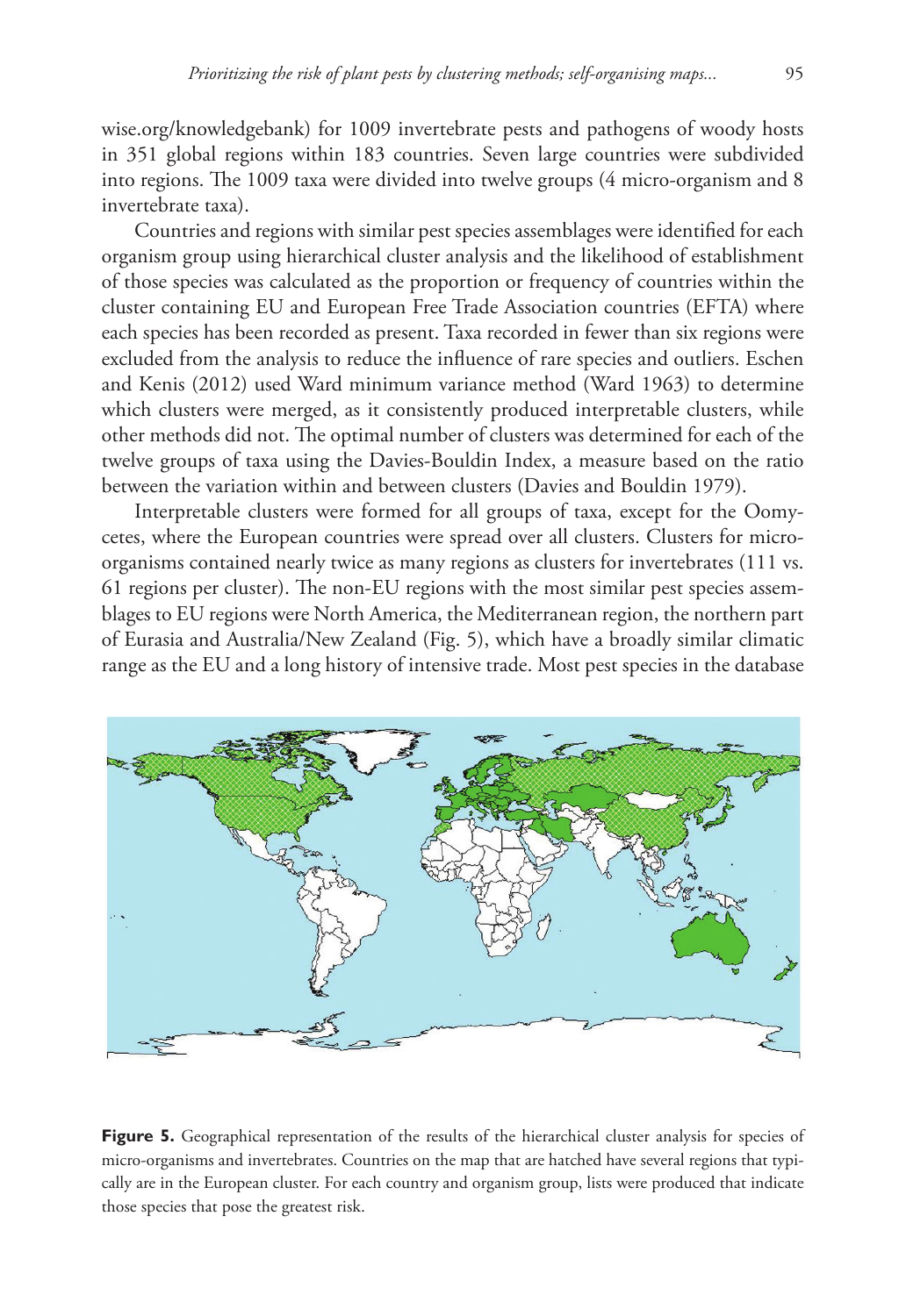wise.org/knowledgebank) for 1009 invertebrate pests and pathogens of woody hosts in 351 global regions within 183 countries. Seven large countries were subdivided into regions. The 1009 taxa were divided into twelve groups (4 micro-organism and 8 invertebrate taxa).

Countries and regions with similar pest species assemblages were identified for each organism group using hierarchical cluster analysis and the likelihood of establishment of those species was calculated as the proportion or frequency of countries within the cluster containing EU and European Free Trade Association countries (EFTA) where each species has been recorded as present. Taxa recorded in fewer than six regions were excluded from the analysis to reduce the influence of rare species and outliers. Eschen and Kenis (2012) used Ward minimum variance method (Ward 1963) to determine which clusters were merged, as it consistently produced interpretable clusters, while other methods did not. The optimal number of clusters was determined for each of the twelve groups of taxa using the Davies-Bouldin Index, a measure based on the ratio between the variation within and between clusters (Davies and Bouldin 1979).

Interpretable clusters were formed for all groups of taxa, except for the Oomycetes, where the European countries were spread over all clusters. Clusters for micro-organisms contained nearly twice as many regions as clusters for invertebrates (111 vs. 61 regions per cluster). The non-EU regions with the most similar pest species assemblages to EU regions were North America, the Mediterranean region, the northern part of Eurasia and Australia/New Zealand (Fig. 5), which have a broadly similar climatic range as the EU and a long history of intensive trade. Most pest species in the database

**Figure 5.** Geographical representation of the results of the hierarchical cluster analysis for species of micro-organisms and invertebrates. Countries on the map that are hatched have several regions that typically are in the European cluster. For each country and organism group, lists were produced that indicate those species that pose the greatest risk.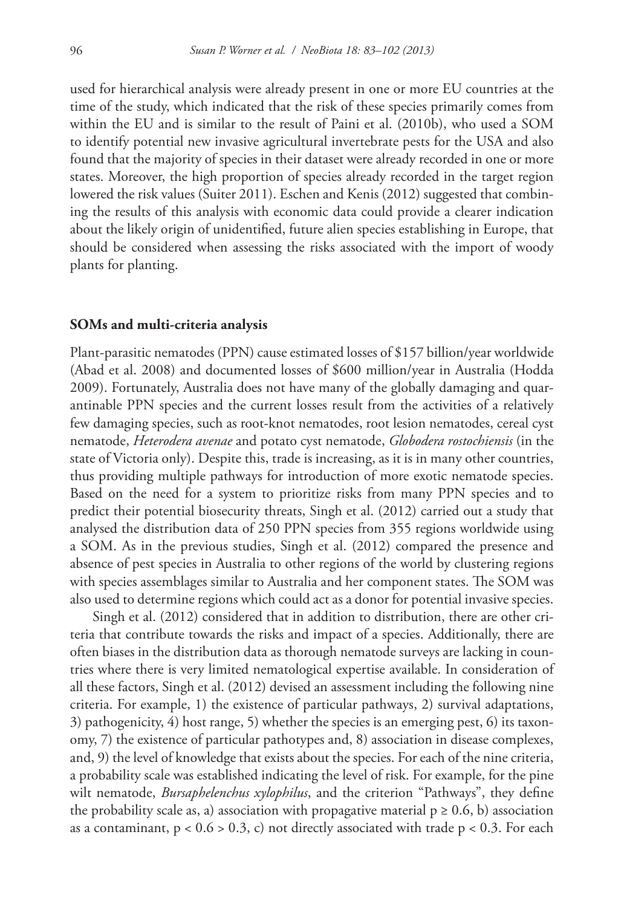used for hierarchical analysis were already present in one or more EU countries at the time of the study, which indicated that the risk of these species primarily comes from within the EU and is similar to the result of Paini et al. (2010b), who used a SOM to identify potential new invasive agricultural invertebrate pests for the USA and also found that the majority of species in their dataset were already recorded in one or more states. Moreover, the high proportion of species already recorded in the target region lowered the risk values (Suiter 2011). Eschen and Kenis (2012) suggested that combining the results of this analysis with economic data could provide a clearer indication about the likely origin of unidentified, future alien species establishing in Europe, that should be considered when assessing the risks associated with the import of woody plants for planting.

### SOMs and multi-criteria analysis

Plant-parasitic nematodes (PPN) cause estimated losses of \$157 billion/year worldwide (Abad et al. 2008) and documented losses of \$600 million/year in Australia (Hodda 2009). Fortunately, Australia does not have many of the globally damaging and quarantinable PPN species and the current losses result from the activities of a relatively few damaging species, such as root-knot nematodes, root lesion nematodes, cereal cyst nematode, *Heterodera avenae* and potato cyst nematode, *Globodera rostochiensis* (in the state of Victoria only). Despite this, trade is increasing, as it is in many other countries, thus providing multiple pathways for introduction of more exotic nematode species. Based on the need for a system to prioritize risks from many PPN species and to predict their potential biosecurity threats, Singh et al. (2012) carried out a study that analysed the distribution data of 250 PPN species from 355 regions worldwide using a SOM. As in the previous studies, Singh et al. (2012) compared the presence and absence of pest species in Australia to other regions of the world by clustering regions with species assemblages similar to Australia and her component states. The SOM was also used to determine regions which could act as a donor for potential invasive species.

Singh et al. (2012) considered that in addition to distribution, there are other criteria that contribute towards the risks and impact of a species. Additionally, there are often biases in the distribution data as thorough nematode surveys are lacking in countries where there is very limited nematological expertise available. In consideration of all these factors, Singh et al. (2012) devised an assessment including the following nine criteria. For example, 1) the existence of particular pathways, 2) survival adaptations, 3) pathogenicity, 4) host range, 5) whether the species is an emerging pest, 6) its taxonomy, 7) the existence of particular pathotypes and, 8) association in disease complexes, and, 9) the level of knowledge that exists about the species. For each of the nine criteria, a probability scale was established indicating the level of risk. For example, for the pine wilt nematode, *Bursaphelenchus xylophilus*, and the criterion "Pathways", they define the probability scale as, a) association with propagative material $p \geq 0.6$, b) association as a contaminant, $p < 0.6 > 0.3$, c) not directly associated with trade $p < 0.3$. For each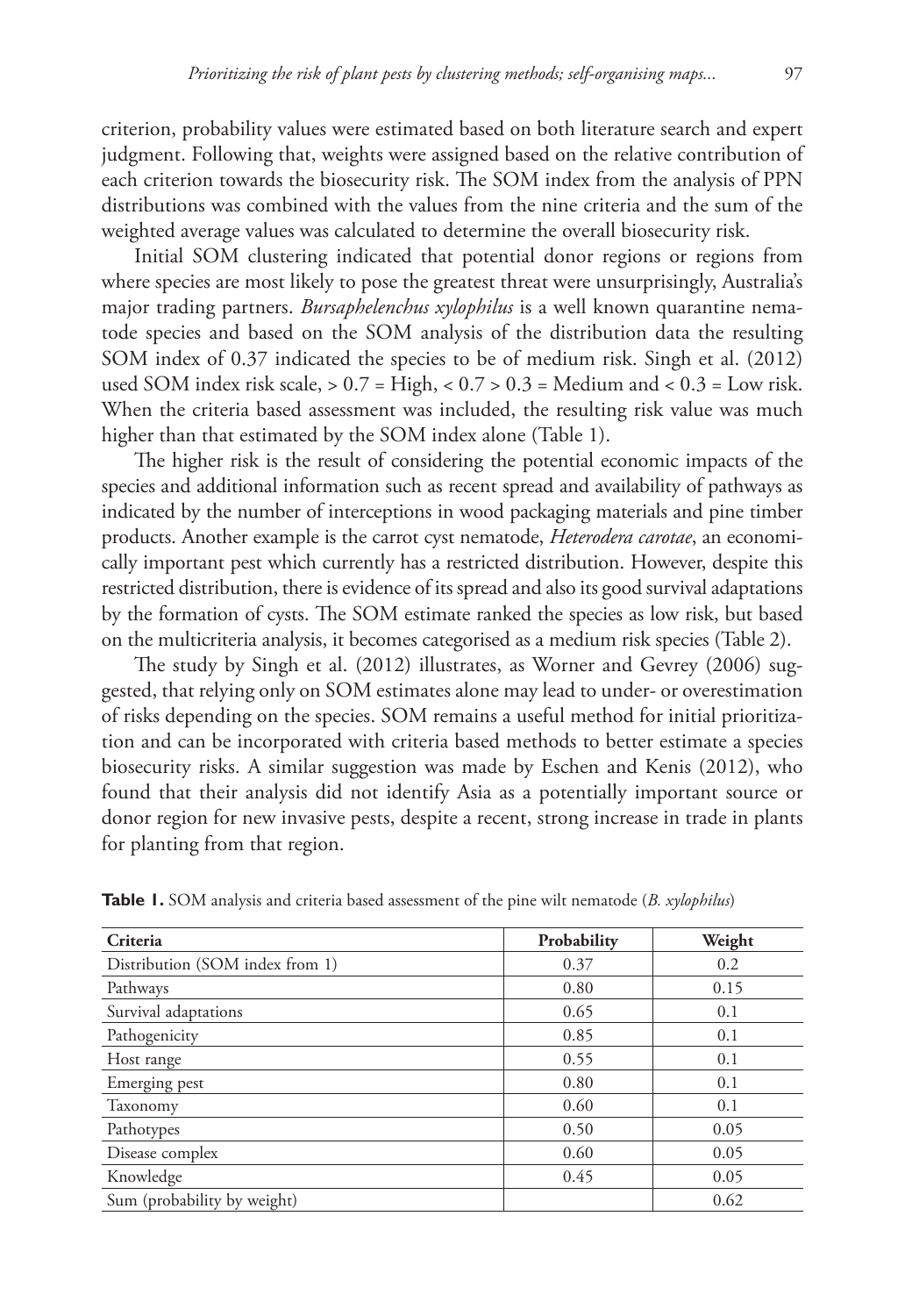criterion, probability values were estimated based on both literature search and expert judgment. Following that, weights were assigned based on the relative contribution of each criterion towards the biosecurity risk. The SOM index from the analysis of PPN distributions was combined with the values from the nine criteria and the sum of the weighted average values was calculated to determine the overall biosecurity risk.

Initial SOM clustering indicated that potential donor regions or regions from where species are most likely to pose the greatest threat were unsurprisingly, Australia's major trading partners. *Bursaphelenchus xylophilus* is a well known quarantine nematode species and based on the SOM analysis of the distribution data the resulting SOM index of 0.37 indicated the species to be of medium risk. Singh et al. (2012) used SOM index risk scale, > 0.7 = High, < 0.7 > 0.3 = Medium and < 0.3 = Low risk. When the criteria based assessment was included, the resulting risk value was much higher than that estimated by the SOM index alone (Table 1).

The higher risk is the result of considering the potential economic impacts of the species and additional information such as recent spread and availability of pathways as indicated by the number of interceptions in wood packaging materials and pine timber products. Another example is the carrot cyst nematode, *Heterodera carotae*, an economically important pest which currently has a restricted distribution. However, despite this restricted distribution, there is evidence of its spread and also its good survival adaptations by the formation of cysts. The SOM estimate ranked the species as low risk, but based on the multicriteria analysis, it becomes categorised as a medium risk species (Table 2).

The study by Singh et al. (2012) illustrates, as Worner and Gevrey (2006) suggested, that relying only on SOM estimates alone may lead to under- or overestimation of risks depending on the species. SOM remains a useful method for initial prioritization and can be incorporated with criteria based methods to better estimate a species biosecurity risks. A similar suggestion was made by Eschen and Kenis (2012), who found that their analysis did not identify Asia as a potentially important source or donor region for new invasive pests, despite a recent, strong increase in trade in plants for planting from that region.

**Table 1.** SOM analysis and criteria based assessment of the pine wilt nematode (*B. xylophilus*)

| Criteria | Probability | Weight |
|---|---|---|
| Distribution (SOM index from 1) | 0.37 | 0.2 |
| Pathways | 0.80 | 0.15 |
| Survival adaptations | 0.65 | 0.1 |
| Pathogenicity | 0.85 | 0.1 |
| Host range | 0.55 | 0.1 |
| Emerging pest | 0.80 | 0.1 |
| Taxonomy | 0.60 | 0.1 |
| Pathotypes | 0.50 | 0.05 |
| Disease complex | 0.60 | 0.05 |
| Knowledge | 0.45 | 0.05 |
| Sum (probability by weight) | | 0.62 |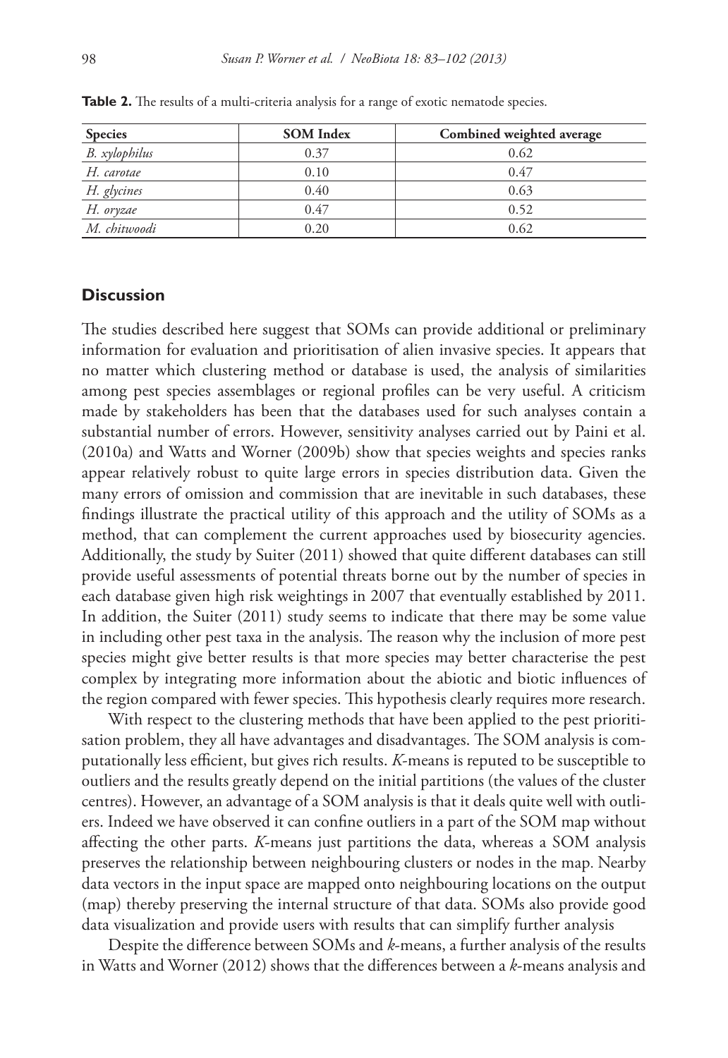**Table 2.** The results of a multi-criteria analysis for a range of exotic nematode species.

| Species | SOM Index | Combined weighted average |
|---|---|---|
| *B. xylophilus* | 0.37 | 0.62 |
| *H. carotae* | 0.10 | 0.47 |
| *H. glycines* | 0.40 | 0.63 |
| *H. oryzae* | 0.47 | 0.52 |
| *M. chitwoodi* | 0.20 | 0.62 |

## Discussion

The studies described here suggest that SOMs can provide additional or preliminary information for evaluation and prioritisation of alien invasive species. It appears that no matter which clustering method or database is used, the analysis of similarities among pest species assemblages or regional profiles can be very useful. A criticism made by stakeholders has been that the databases used for such analyses contain a substantial number of errors. However, sensitivity analyses carried out by Paini et al. (2010a) and Watts and Worner (2009b) show that species weights and species ranks appear relatively robust to quite large errors in species distribution data. Given the many errors of omission and commission that are inevitable in such databases, these findings illustrate the practical utility of this approach and the utility of SOMs as a method, that can complement the current approaches used by biosecurity agencies. Additionally, the study by Suiter (2011) showed that quite different databases can still provide useful assessments of potential threats borne out by the number of species in each database given high risk weightings in 2007 that eventually established by 2011. In addition, the Suiter (2011) study seems to indicate that there may be some value in including other pest taxa in the analysis. The reason why the inclusion of more pest species might give better results is that more species may better characterise the pest complex by integrating more information about the abiotic and biotic influences of the region compared with fewer species. This hypothesis clearly requires more research.

With respect to the clustering methods that have been applied to the pest prioritisation problem, they all have advantages and disadvantages. The SOM analysis is computationally less efficient, but gives rich results. *K*-means is reputed to be susceptible to outliers and the results greatly depend on the initial partitions (the values of the cluster centres). However, an advantage of a SOM analysis is that it deals quite well with outliers. Indeed we have observed it can confine outliers in a part of the SOM map without affecting the other parts. *K*-means just partitions the data, whereas a SOM analysis preserves the relationship between neighbouring clusters or nodes in the map. Nearby data vectors in the input space are mapped onto neighbouring locations on the output (map) thereby preserving the internal structure of that data. SOMs also provide good data visualization and provide users with results that can simplify further analysis

Despite the difference between SOMs and *k*-means, a further analysis of the results in Watts and Worner (2012) shows that the differences between a *k*-means analysis and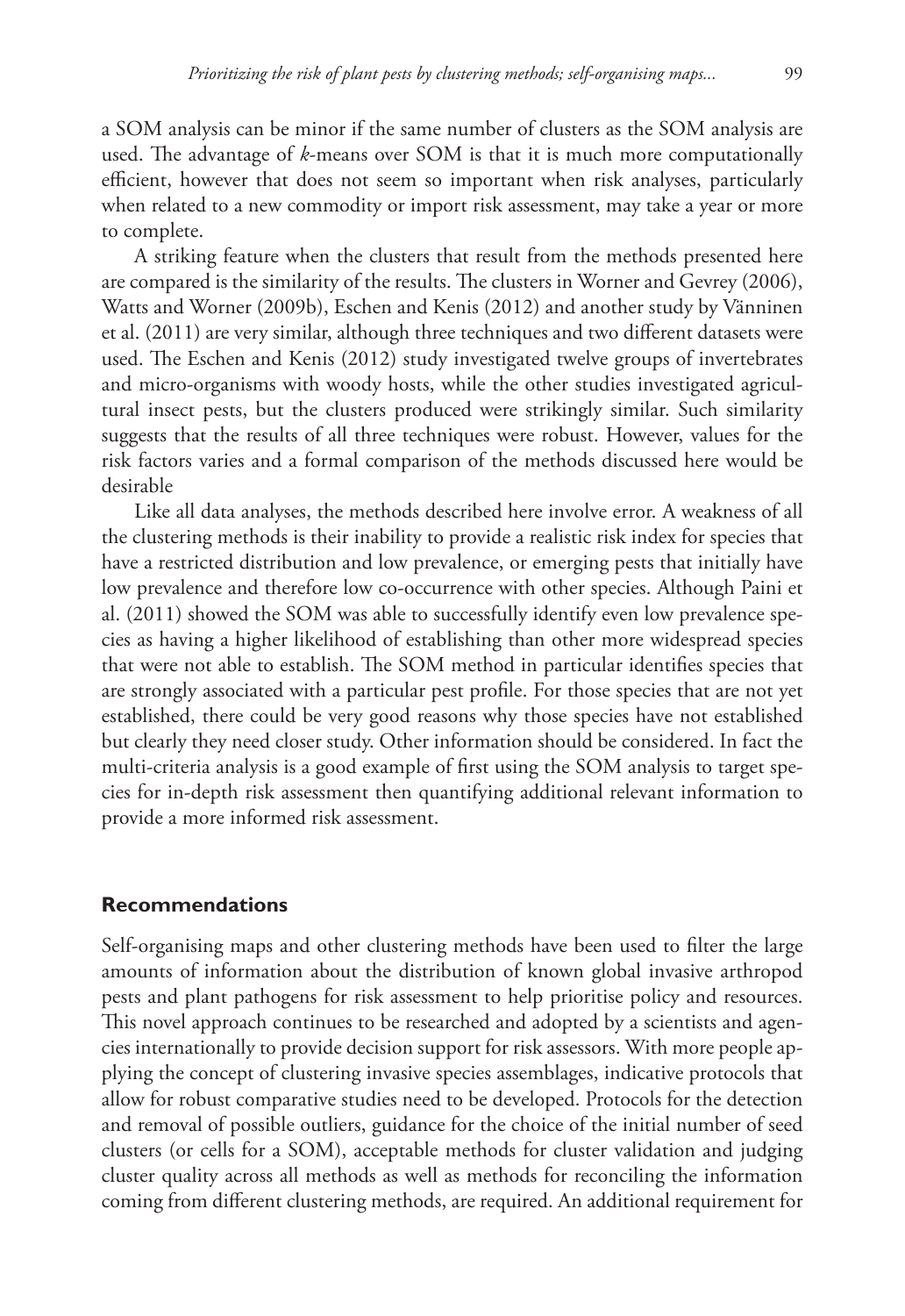a SOM analysis can be minor if the same number of clusters as the SOM analysis are used. The advantage of *k*-means over SOM is that it is much more computationally efficient, however that does not seem so important when risk analyses, particularly when related to a new commodity or import risk assessment, may take a year or more to complete.

A striking feature when the clusters that result from the methods presented here are compared is the similarity of the results. The clusters in Worner and Gevrey (2006), Watts and Worner (2009b), Eschen and Kenis (2012) and another study by Vänninen et al. (2011) are very similar, although three techniques and two different datasets were used. The Eschen and Kenis (2012) study investigated twelve groups of invertebrates and micro-organisms with woody hosts, while the other studies investigated agricultural insect pests, but the clusters produced were strikingly similar. Such similarity suggests that the results of all three techniques were robust. However, values for the risk factors varies and a formal comparison of the methods discussed here would be desirable

Like all data analyses, the methods described here involve error. A weakness of all the clustering methods is their inability to provide a realistic risk index for species that have a restricted distribution and low prevalence, or emerging pests that initially have low prevalence and therefore low co-occurrence with other species. Although Paini et al. (2011) showed the SOM was able to successfully identify even low prevalence species as having a higher likelihood of establishing than other more widespread species that were not able to establish. The SOM method in particular identifies species that are strongly associated with a particular pest profile. For those species that are not yet established, there could be very good reasons why those species have not established but clearly they need closer study. Other information should be considered. In fact the multi-criteria analysis is a good example of first using the SOM analysis to target species for in-depth risk assessment then quantifying additional relevant information to provide a more informed risk assessment.

## Recommendations

Self-organising maps and other clustering methods have been used to filter the large amounts of information about the distribution of known global invasive arthropod pests and plant pathogens for risk assessment to help prioritise policy and resources. This novel approach continues to be researched and adopted by a scientists and agencies internationally to provide decision support for risk assessors. With more people applying the concept of clustering invasive species assemblages, indicative protocols that allow for robust comparative studies need to be developed. Protocols for the detection and removal of possible outliers, guidance for the choice of the initial number of seed clusters (or cells for a SOM), acceptable methods for cluster validation and judging cluster quality across all methods as well as methods for reconciling the information coming from different clustering methods, are required. An additional requirement for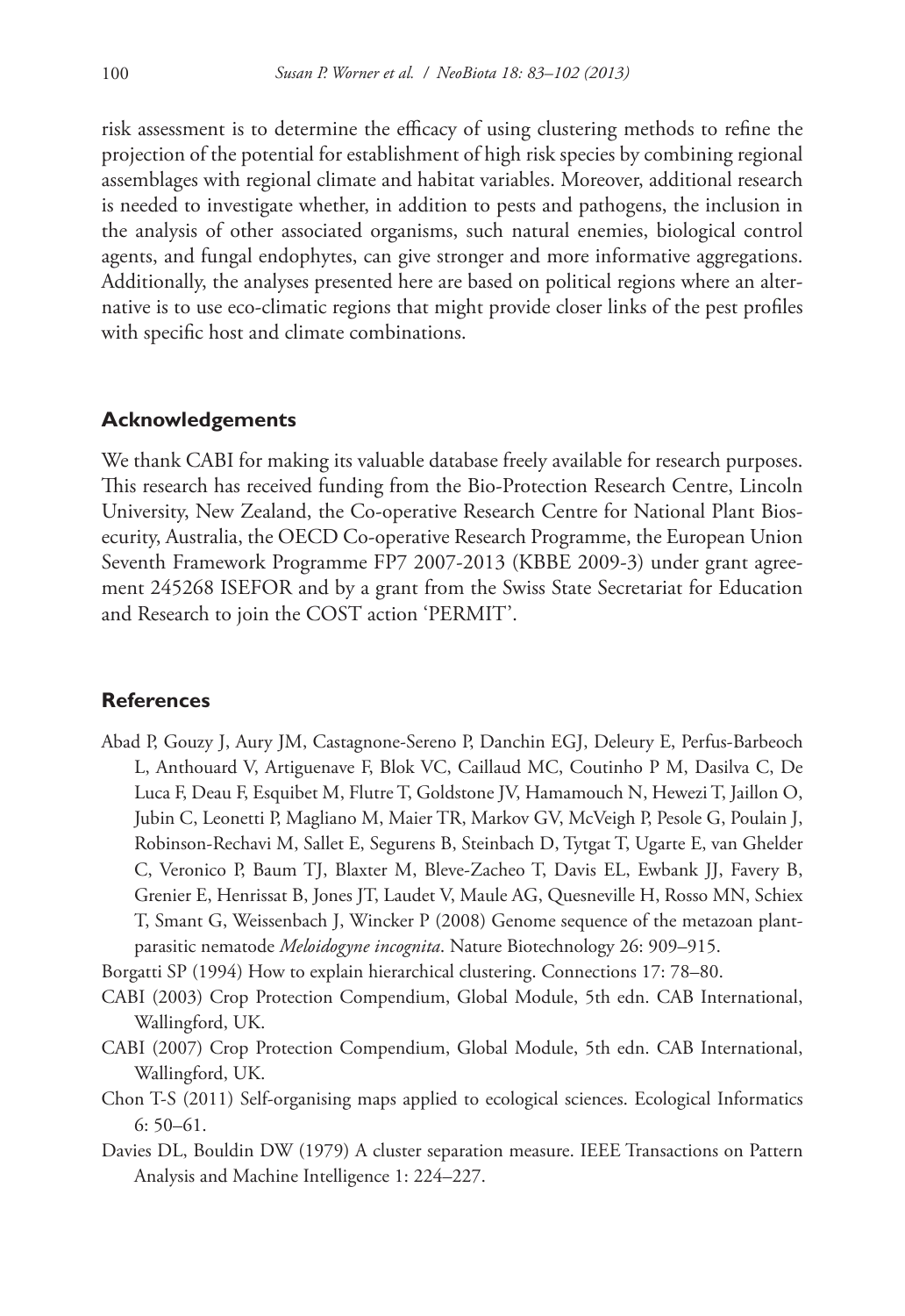risk assessment is to determine the efficacy of using clustering methods to refine the projection of the potential for establishment of high risk species by combining regional assemblages with regional climate and habitat variables. Moreover, additional research is needed to investigate whether, in addition to pests and pathogens, the inclusion in the analysis of other associated organisms, such natural enemies, biological control agents, and fungal endophytes, can give stronger and more informative aggregations. Additionally, the analyses presented here are based on political regions where an alternative is to use eco-climatic regions that might provide closer links of the pest profiles with specific host and climate combinations.

## Acknowledgements

We thank CABI for making its valuable database freely available for research purposes. This research has received funding from the Bio-Protection Research Centre, Lincoln University, New Zealand, the Co-operative Research Centre for National Plant Biosecurity, Australia, the OECD Co-operative Research Programme, the European Union Seventh Framework Programme FP7 2007-2013 (KBBE 2009-3) under grant agreement 245268 ISEFOR and by a grant from the Swiss State Secretariat for Education and Research to join the COST action 'PERMIT'.

## References

Abad P, Gouzy J, Aury JM, Castagnone-Sereno P, Danchin EGJ, Deleury E, Perfus-Barbeoch L, Anthouard V, Artiguenave F, Blok VC, Caillaud MC, Coutinho P M, Dasilva C, De Luca F, Deau F, Esquibet M, Flutre T, Goldstone JV, Hamamouch N, Hewezi T, Jaillon O, Jubin C, Leonetti P, Magliano M, Maier TR, Markov GV, McVeigh P, Pesole G, Poulain J, Robinson-Rechavi M, Sallet E, Segurens B, Steinbach D, Tytgat T, Ugarte E, van Ghelder C, Veronico P, Baum TJ, Blaxter M, Bleve-Zacheo T, Davis EL, Ewbank JJ, Favery B, Grenier E, Henrissat B, Jones JT, Laudet V, Maule AG, Quesneville H, Rosso MN, Schiex T, Smant G, Weissenbach J, Wincker P (2008) Genome sequence of the metazoan plant-parasitic nematode *Meloidogyne incognita*. Nature Biotechnology 26: 909–915.

Borgatti SP (1994) How to explain hierarchical clustering. Connections 17: 78–80.

CABI (2003) Crop Protection Compendium, Global Module, 5th edn. CAB International, Wallingford, UK.

CABI (2007) Crop Protection Compendium, Global Module, 5th edn. CAB International, Wallingford, UK.

Chon T-S (2011) Self-organising maps applied to ecological sciences. Ecological Informatics 6: 50–61.

Davies DL, Bouldin DW (1979) A cluster separation measure. IEEE Transactions on Pattern Analysis and Machine Intelligence 1: 224–227.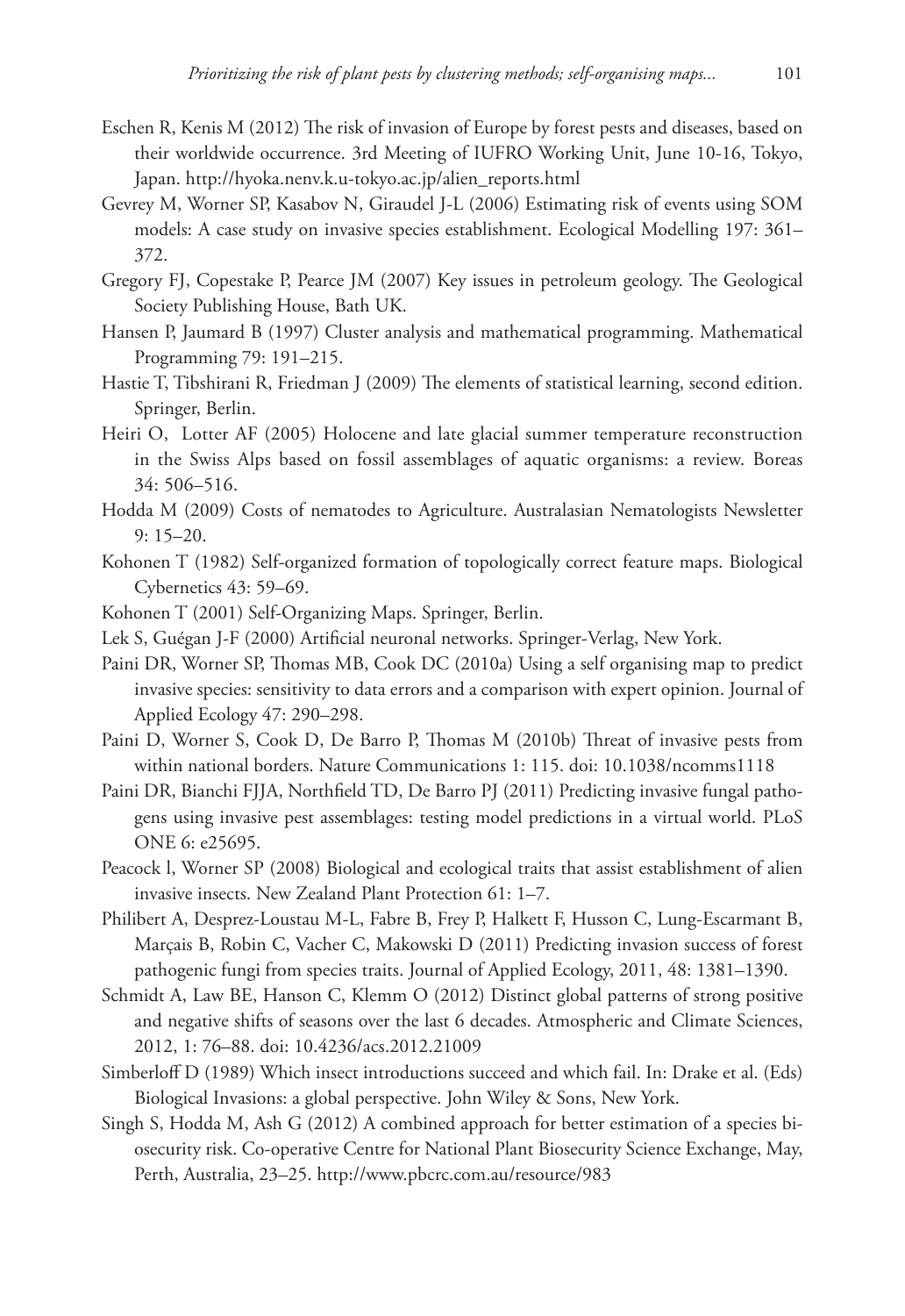Eschen R, Kenis M (2012) The risk of invasion of Europe by forest pests and diseases, based on their worldwide occurrence. 3rd Meeting of IUFRO Working Unit, June 10-16, Tokyo, Japan. http://hyoka.nenv.k.u-tokyo.ac.jp/alien_reports.html

Gevrey M, Worner SP, Kasabov N, Giraudel J-L (2006) Estimating risk of events using SOM models: A case study on invasive species establishment. Ecological Modelling 197: 361–372.

Gregory FJ, Copestake P, Pearce JM (2007) Key issues in petroleum geology. The Geological Society Publishing House, Bath UK.

Hansen P, Jaumard B (1997) Cluster analysis and mathematical programming. Mathematical Programming 79: 191–215.

Hastie T, Tibshirani R, Friedman J (2009) The elements of statistical learning, second edition. Springer, Berlin.

Heiri O, Lotter AF (2005) Holocene and late glacial summer temperature reconstruction in the Swiss Alps based on fossil assemblages of aquatic organisms: a review. Boreas 34: 506–516.

Hodda M (2009) Costs of nematodes to Agriculture. Australasian Nematologists Newsletter 9: 15–20.

Kohonen T (1982) Self-organized formation of topologically correct feature maps. Biological Cybernetics 43: 59–69.

Kohonen T (2001) Self-Organizing Maps. Springer, Berlin.

Lek S, Guégan J-F (2000) Artificial neuronal networks. Springer-Verlag, New York.

Paini DR, Worner SP, Thomas MB, Cook DC (2010a) Using a self organising map to predict invasive species: sensitivity to data errors and a comparison with expert opinion. Journal of Applied Ecology 47: 290–298.

Paini D, Worner S, Cook D, De Barro P, Thomas M (2010b) Threat of invasive pests from within national borders. Nature Communications 1: 115. doi: 10.1038/ncomms1118

Paini DR, Bianchi FJJA, Northfield TD, De Barro PJ (2011) Predicting invasive fungal pathogens using invasive pest assemblages: testing model predictions in a virtual world. PLoS ONE 6: e25695.

Peacock l, Worner SP (2008) Biological and ecological traits that assist establishment of alien invasive insects. New Zealand Plant Protection 61: 1–7.

Philibert A, Desprez-Loustau M-L, Fabre B, Frey P, Halkett F, Husson C, Lung-Escarmant B, Marçais B, Robin C, Vacher C, Makowski D (2011) Predicting invasion success of forest pathogenic fungi from species traits. Journal of Applied Ecology, 2011, 48: 1381–1390.

Schmidt A, Law BE, Hanson C, Klemm O (2012) Distinct global patterns of strong positive and negative shifts of seasons over the last 6 decades. Atmospheric and Climate Sciences, 2012, 1: 76–88. doi: 10.4236/acs.2012.21009

Simberloff D (1989) Which insect introductions succeed and which fail. In: Drake et al. (Eds) Biological Invasions: a global perspective. John Wiley & Sons, New York.

Singh S, Hodda M, Ash G (2012) A combined approach for better estimation of a species biosecurity risk. Co-operative Centre for National Plant Biosecurity Science Exchange, May, Perth, Australia, 23–25. http://www.pbcrc.com.au/resource/983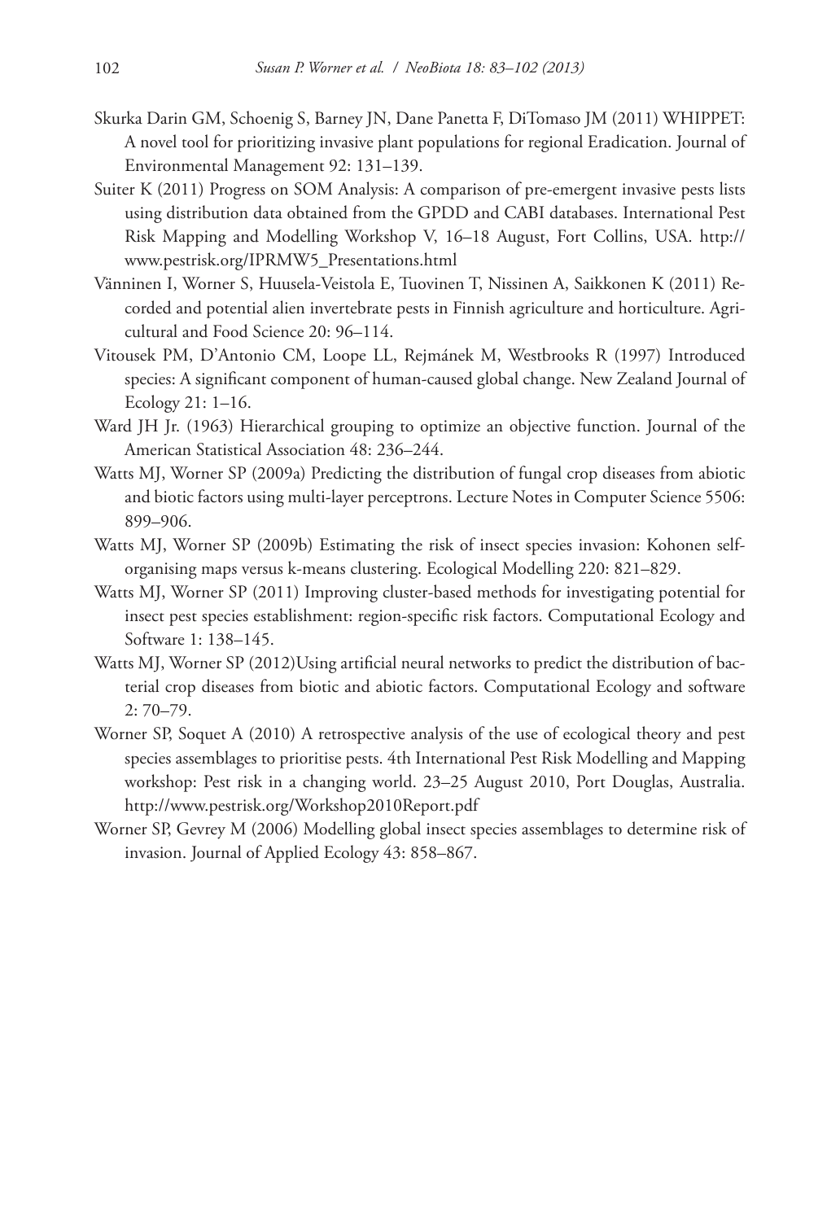Skurka Darin GM, Schoenig S, Barney JN, Dane Panetta F, DiTomaso JM (2011) WHIPPET: A novel tool for prioritizing invasive plant populations for regional Eradication. Journal of Environmental Management 92: 131–139.

Suiter K (2011) Progress on SOM Analysis: A comparison of pre-emergent invasive pests lists using distribution data obtained from the GPDD and CABI databases. International Pest Risk Mapping and Modelling Workshop V, 16–18 August, Fort Collins, USA. http://www.pestrisk.org/IPRMW5_Presentations.html

Vänninen I, Worner S, Huusela-Veistola E, Tuovinen T, Nissinen A, Saikkonen K (2011) Recorded and potential alien invertebrate pests in Finnish agriculture and horticulture. Agricultural and Food Science 20: 96–114.

Vitousek PM, D'Antonio CM, Loope LL, Rejmánek M, Westbrooks R (1997) Introduced species: A significant component of human-caused global change. New Zealand Journal of Ecology 21: 1–16.

Ward JH Jr. (1963) Hierarchical grouping to optimize an objective function. Journal of the American Statistical Association 48: 236–244.

Watts MJ, Worner SP (2009a) Predicting the distribution of fungal crop diseases from abiotic and biotic factors using multi-layer perceptrons. Lecture Notes in Computer Science 5506: 899–906.

Watts MJ, Worner SP (2009b) Estimating the risk of insect species invasion: Kohonen self-organising maps versus k-means clustering. Ecological Modelling 220: 821–829.

Watts MJ, Worner SP (2011) Improving cluster-based methods for investigating potential for insect pest species establishment: region-specific risk factors. Computational Ecology and Software 1: 138–145.

Watts MJ, Worner SP (2012)Using artificial neural networks to predict the distribution of bacterial crop diseases from biotic and abiotic factors. Computational Ecology and software 2: 70–79.

Worner SP, Soquet A (2010) A retrospective analysis of the use of ecological theory and pest species assemblages to prioritise pests. 4th International Pest Risk Modelling and Mapping workshop: Pest risk in a changing world. 23–25 August 2010, Port Douglas, Australia. http://www.pestrisk.org/Workshop2010Report.pdf

Worner SP, Gevrey M (2006) Modelling global insect species assemblages to determine risk of invasion. Journal of Applied Ecology 43: 858–867.